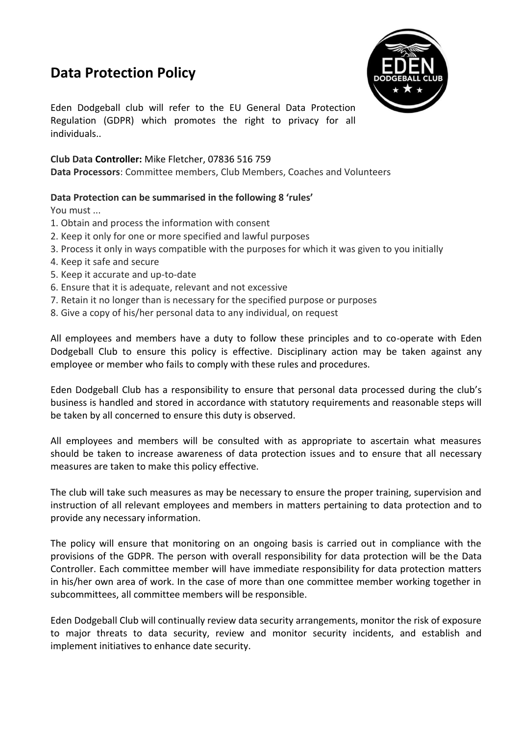# Data Protection Policy

Eden Dodgeball club will refer to the EU General Data Protection Regulation (GDPR) which promotes the right to privacy for all individuals..

**Club Data Controller:** Mike Fletcher, 07836 516 759
**Data Processors**: Committee members, Club Members, Coaches and Volunteers

**Data Protection can be summarised in the following 8 'rules'**

You must ...

1. Obtain and process the information with consent
2. Keep it only for one or more specified and lawful purposes
3. Process it only in ways compatible with the purposes for which it was given to you initially
4. Keep it safe and secure
5. Keep it accurate and up-to-date
6. Ensure that it is adequate, relevant and not excessive
7. Retain it no longer than is necessary for the specified purpose or purposes
8. Give a copy of his/her personal data to any individual, on request

All employees and members have a duty to follow these principles and to co-operate with Eden Dodgeball Club to ensure this policy is effective. Disciplinary action may be taken against any employee or member who fails to comply with these rules and procedures.

Eden Dodgeball Club has a responsibility to ensure that personal data processed during the club's business is handled and stored in accordance with statutory requirements and reasonable steps will be taken by all concerned to ensure this duty is observed.

All employees and members will be consulted with as appropriate to ascertain what measures should be taken to increase awareness of data protection issues and to ensure that all necessary measures are taken to make this policy effective.

The club will take such measures as may be necessary to ensure the proper training, supervision and instruction of all relevant employees and members in matters pertaining to data protection and to provide any necessary information.

The policy will ensure that monitoring on an ongoing basis is carried out in compliance with the provisions of the GDPR. The person with overall responsibility for data protection will be the Data Controller. Each committee member will have immediate responsibility for data protection matters in his/her own area of work. In the case of more than one committee member working together in subcommittees, all committee members will be responsible.

Eden Dodgeball Club will continually review data security arrangements, monitor the risk of exposure to major threats to data security, review and monitor security incidents, and establish and implement initiatives to enhance date security.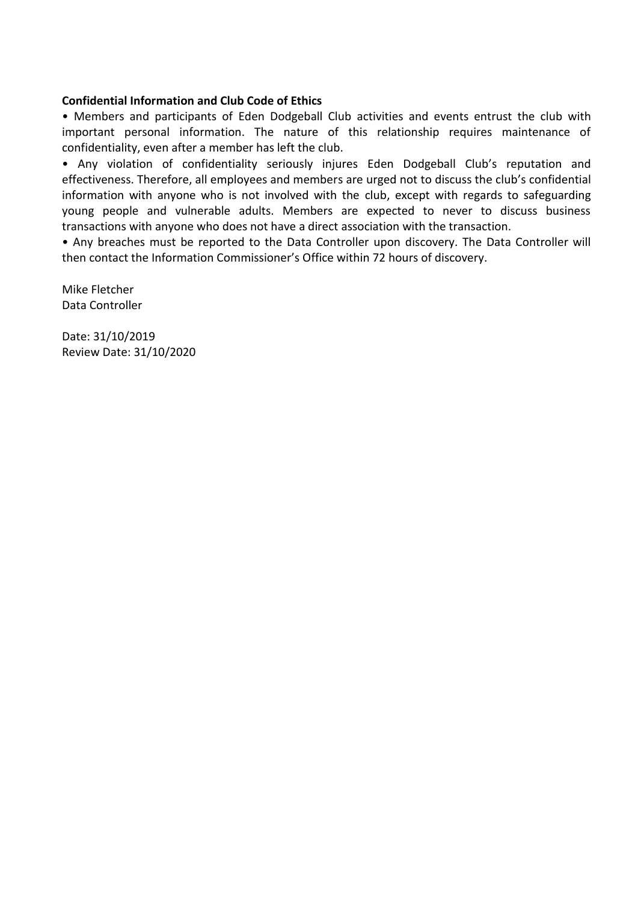**Confidential Information and Club Code of Ethics**

- Members and participants of Eden Dodgeball Club activities and events entrust the club with important personal information. The nature of this relationship requires maintenance of confidentiality, even after a member has left the club.
- Any violation of confidentiality seriously injures Eden Dodgeball Club's reputation and effectiveness. Therefore, all employees and members are urged not to discuss the club's confidential information with anyone who is not involved with the club, except with regards to safeguarding young people and vulnerable adults. Members are expected to never to discuss business transactions with anyone who does not have a direct association with the transaction.
- Any breaches must be reported to the Data Controller upon discovery. The Data Controller will then contact the Information Commissioner's Office within 72 hours of discovery.

Mike Fletcher
Data Controller

Date: 31/10/2019
Review Date: 31/10/2020